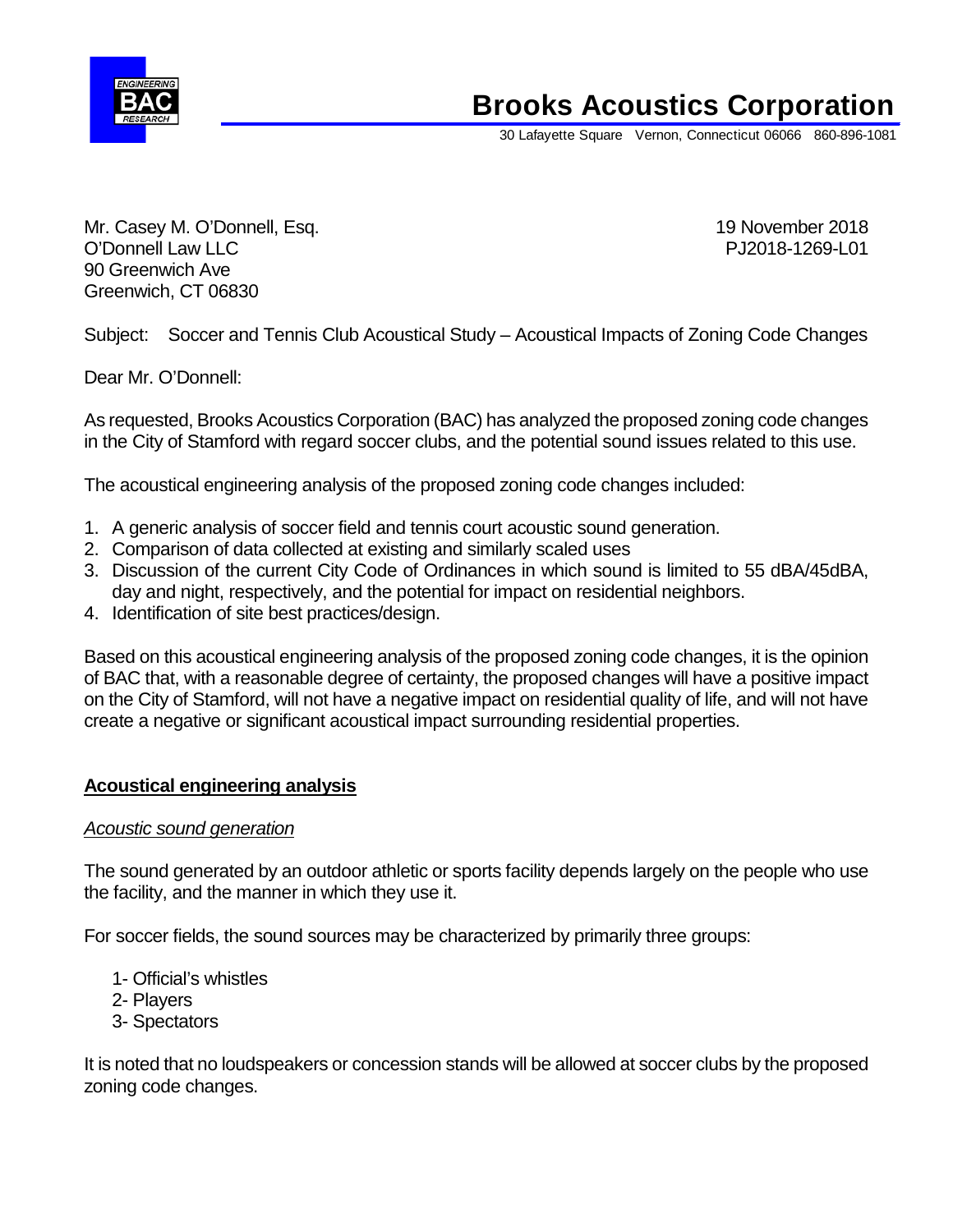# Brooks Acoustics Corporation

30 Lafayette Square Vernon, Connecticut 06066 860-896-1081

Mr. Casey M. O'Donnell, Esq.
O'Donnell Law LLC
90 Greenwich Ave
Greenwich, CT 06830

19 November 2018
PJ2018-1269-L01

Subject: Soccer and Tennis Club Acoustical Study – Acoustical Impacts of Zoning Code Changes

Dear Mr. O'Donnell:

As requested, Brooks Acoustics Corporation (BAC) has analyzed the proposed zoning code changes in the City of Stamford with regard soccer clubs, and the potential sound issues related to this use.

The acoustical engineering analysis of the proposed zoning code changes included:

1. A generic analysis of soccer field and tennis court acoustic sound generation.
2. Comparison of data collected at existing and similarly scaled uses
3. Discussion of the current City Code of Ordinances in which sound is limited to 55 dBA/45dBA, day and night, respectively, and the potential for impact on residential neighbors.
4. Identification of site best practices/design.

Based on this acoustical engineering analysis of the proposed zoning code changes, it is the opinion of BAC that, with a reasonable degree of certainty, the proposed changes will have a positive impact on the City of Stamford, will not have a negative impact on residential quality of life, and will not have create a negative or significant acoustical impact surrounding residential properties.

## Acoustical engineering analysis

*Acoustic sound generation*

The sound generated by an outdoor athletic or sports facility depends largely on the people who use the facility, and the manner in which they use it.

For soccer fields, the sound sources may be characterized by primarily three groups:

1- Official's whistles
2- Players
3- Spectators

It is noted that no loudspeakers or concession stands will be allowed at soccer clubs by the proposed zoning code changes.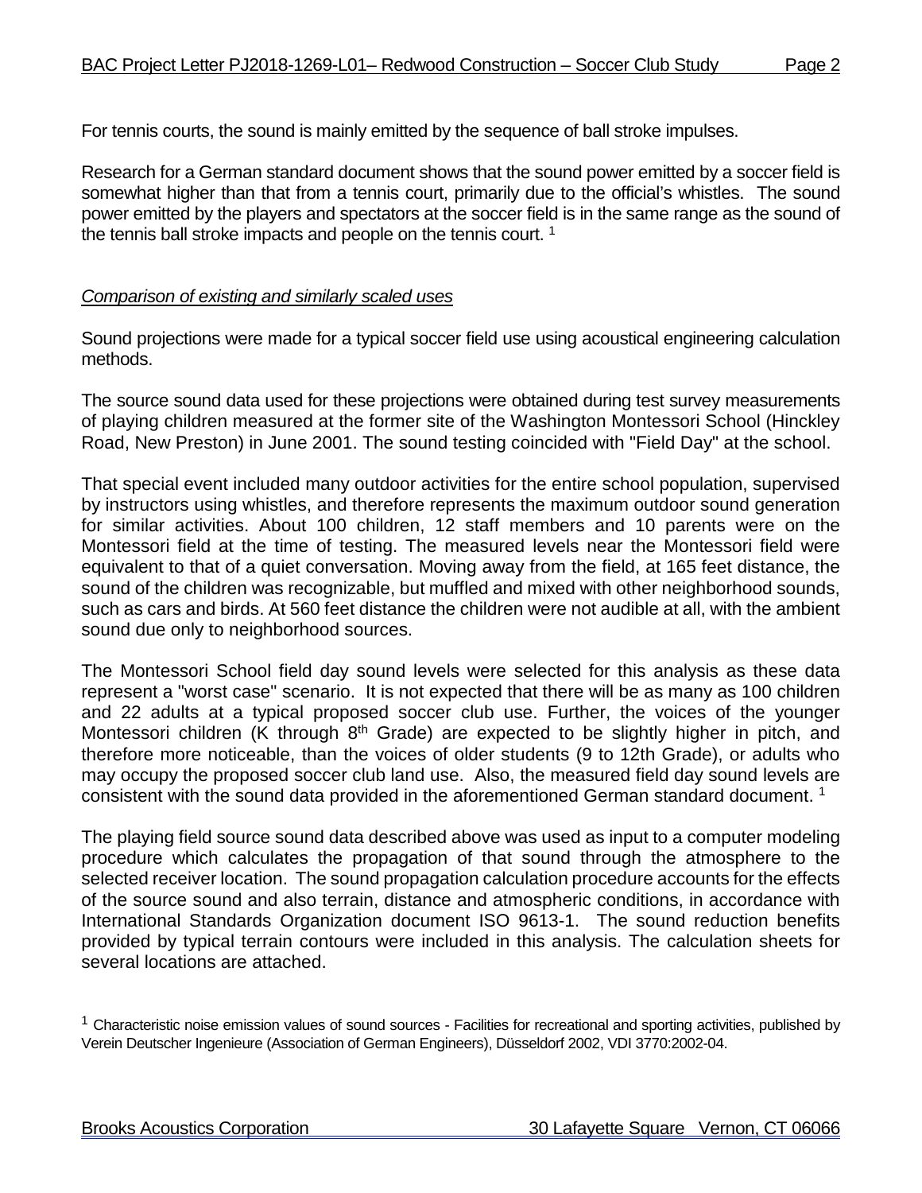For tennis courts, the sound is mainly emitted by the sequence of ball stroke impulses.

Research for a German standard document shows that the sound power emitted by a soccer field is somewhat higher than that from a tennis court, primarily due to the official's whistles. The sound power emitted by the players and spectators at the soccer field is in the same range as the sound of the tennis ball stroke impacts and people on the tennis court. [1]

*Comparison of existing and similarly scaled uses*

Sound projections were made for a typical soccer field use using acoustical engineering calculation methods.

The source sound data used for these projections were obtained during test survey measurements of playing children measured at the former site of the Washington Montessori School (Hinckley Road, New Preston) in June 2001. The sound testing coincided with "Field Day" at the school.

That special event included many outdoor activities for the entire school population, supervised by instructors using whistles, and therefore represents the maximum outdoor sound generation for similar activities. About 100 children, 12 staff members and 10 parents were on the Montessori field at the time of testing. The measured levels near the Montessori field were equivalent to that of a quiet conversation. Moving away from the field, at 165 feet distance, the sound of the children was recognizable, but muffled and mixed with other neighborhood sounds, such as cars and birds. At 560 feet distance the children were not audible at all, with the ambient sound due only to neighborhood sources.

The Montessori School field day sound levels were selected for this analysis as these data represent a "worst case" scenario. It is not expected that there will be as many as 100 children and 22 adults at a typical proposed soccer club use. Further, the voices of the younger Montessori children (K through 8th Grade) are expected to be slightly higher in pitch, and therefore more noticeable, than the voices of older students (9 to 12th Grade), or adults who may occupy the proposed soccer club land use. Also, the measured field day sound levels are consistent with the sound data provided in the aforementioned German standard document. [1]

The playing field source sound data described above was used as input to a computer modeling procedure which calculates the propagation of that sound through the atmosphere to the selected receiver location. The sound propagation calculation procedure accounts for the effects of the source sound and also terrain, distance and atmospheric conditions, in accordance with International Standards Organization document ISO 9613-1. The sound reduction benefits provided by typical terrain contours were included in this analysis. The calculation sheets for several locations are attached.

[1] Characteristic noise emission values of sound sources - Facilities for recreational and sporting activities, published by Verein Deutscher Ingenieure (Association of German Engineers), Düsseldorf 2002, VDI 3770:2002-04.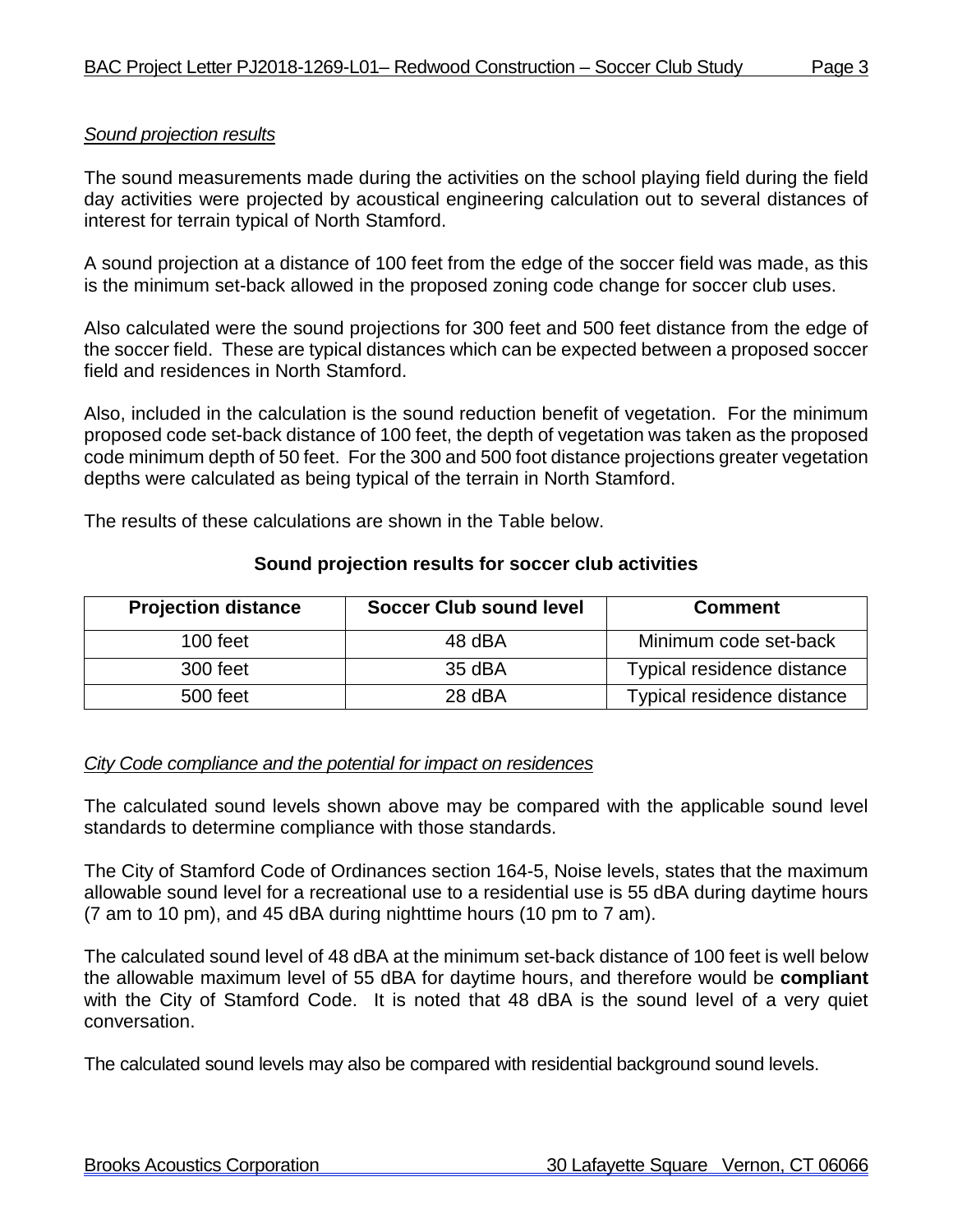*Sound projection results*

The sound measurements made during the activities on the school playing field during the field day activities were projected by acoustical engineering calculation out to several distances of interest for terrain typical of North Stamford.

A sound projection at a distance of 100 feet from the edge of the soccer field was made, as this is the minimum set-back allowed in the proposed zoning code change for soccer club uses.

Also calculated were the sound projections for 300 feet and 500 feet distance from the edge of the soccer field. These are typical distances which can be expected between a proposed soccer field and residences in North Stamford.

Also, included in the calculation is the sound reduction benefit of vegetation. For the minimum proposed code set-back distance of 100 feet, the depth of vegetation was taken as the proposed code minimum depth of 50 feet. For the 300 and 500 foot distance projections greater vegetation depths were calculated as being typical of the terrain in North Stamford.

The results of these calculations are shown in the Table below.

**Sound projection results for soccer club activities**

| Projection distance | Soccer Club sound level | Comment |
|---|---|---|
| 100 feet | 48 dBA | Minimum code set-back |
| 300 feet | 35 dBA | Typical residence distance |
| 500 feet | 28 dBA | Typical residence distance |

*City Code compliance and the potential for impact on residences*

The calculated sound levels shown above may be compared with the applicable sound level standards to determine compliance with those standards.

The City of Stamford Code of Ordinances section 164-5, Noise levels, states that the maximum allowable sound level for a recreational use to a residential use is 55 dBA during daytime hours (7 am to 10 pm), and 45 dBA during nighttime hours (10 pm to 7 am).

The calculated sound level of 48 dBA at the minimum set-back distance of 100 feet is well below the allowable maximum level of 55 dBA for daytime hours, and therefore would be **compliant** with the City of Stamford Code. It is noted that 48 dBA is the sound level of a very quiet conversation.

The calculated sound levels may also be compared with residential background sound levels.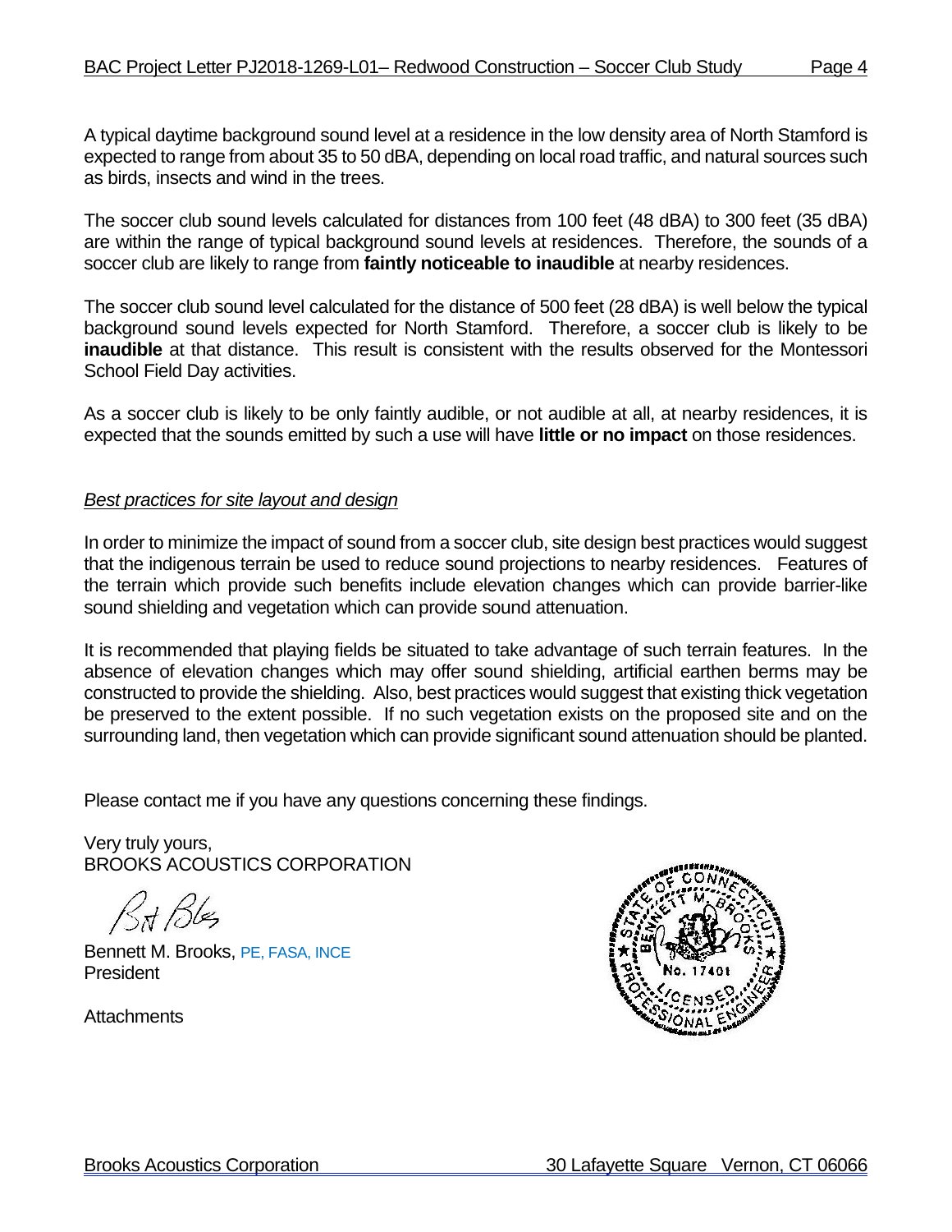A typical daytime background sound level at a residence in the low density area of North Stamford is expected to range from about 35 to 50 dBA, depending on local road traffic, and natural sources such as birds, insects and wind in the trees.

The soccer club sound levels calculated for distances from 100 feet (48 dBA) to 300 feet (35 dBA) are within the range of typical background sound levels at residences. Therefore, the sounds of a soccer club are likely to range from **faintly noticeable to inaudible** at nearby residences.

The soccer club sound level calculated for the distance of 500 feet (28 dBA) is well below the typical background sound levels expected for North Stamford. Therefore, a soccer club is likely to be **inaudible** at that distance. This result is consistent with the results observed for the Montessori School Field Day activities.

As a soccer club is likely to be only faintly audible, or not audible at all, at nearby residences, it is expected that the sounds emitted by such a use will have **little or no impact** on those residences.

*Best practices for site layout and design*

In order to minimize the impact of sound from a soccer club, site design best practices would suggest that the indigenous terrain be used to reduce sound projections to nearby residences. Features of the terrain which provide such benefits include elevation changes which can provide barrier-like sound shielding and vegetation which can provide sound attenuation.

It is recommended that playing fields be situated to take advantage of such terrain features. In the absence of elevation changes which may offer sound shielding, artificial earthen berms may be constructed to provide the shielding. Also, best practices would suggest that existing thick vegetation be preserved to the extent possible. If no such vegetation exists on the proposed site and on the surrounding land, then vegetation which can provide significant sound attenuation should be planted.

Please contact me if you have any questions concerning these findings.

Very truly yours,
BROOKS ACOUSTICS CORPORATION

Bennett M. Brooks, PE, FASA, INCE
President

Attachments

STATE OF CONNECTICUT
BENNETT M. BROOKS
No. 17401
LICENSED PROFESSIONAL ENGINEER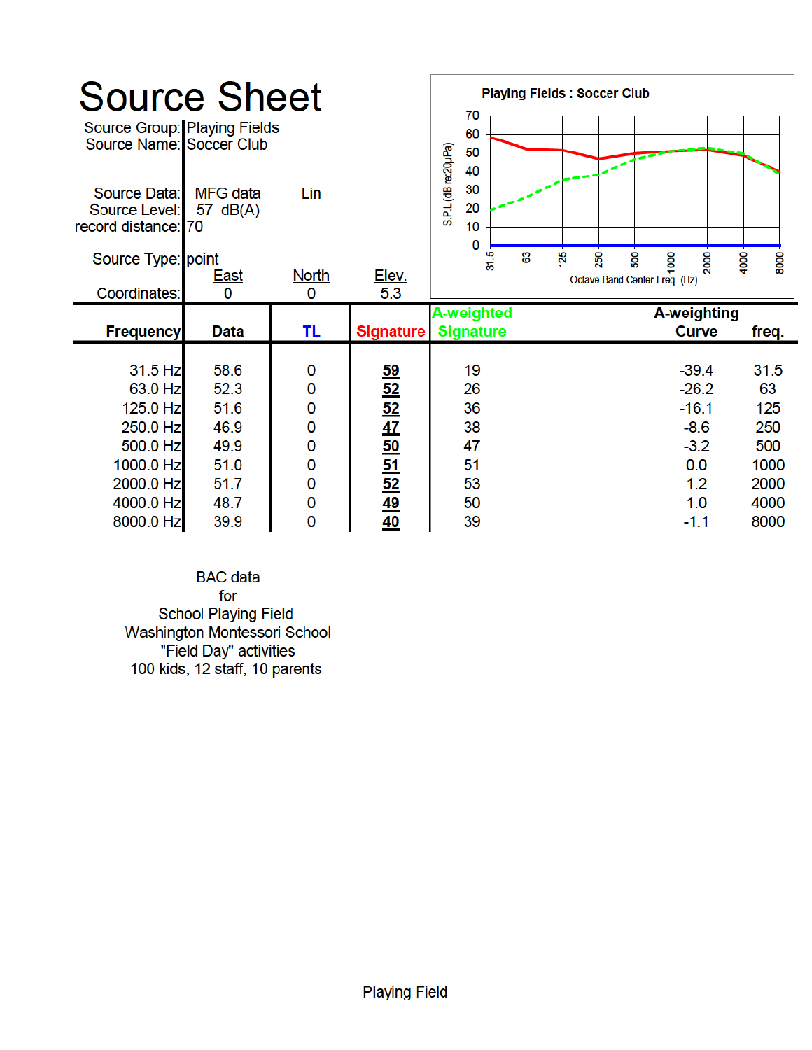# Source Sheet

Source Group: Playing Fields
Source Name: Soccer Club

Source Data: MFG data Lin
Source Level: 57 dB(A)
record distance: 70

Source Type: point

| | East | North | Elev. |
|---|---|---|---|
| Coordinates: | 0 | 0 | 5.3 |

**Playing Fields : Soccer Club**

S.P.L (dB re:20μPa) vs. Octave Band Center Freq. (Hz)

| Frequency | Data | TL | Signature | A-weighted Signature | A-weighting Curve | freq. |
|---|---|---|---|---|---|---|
| 31.5 Hz | 58.6 | 0 | 59 | 19 | -39.4 | 31.5 |
| 63.0 Hz | 52.3 | 0 | 52 | 26 | -26.2 | 63 |
| 125.0 Hz | 51.6 | 0 | 52 | 36 | -16.1 | 125 |
| 250.0 Hz | 46.9 | 0 | 47 | 38 | -8.6 | 250 |
| 500.0 Hz | 49.9 | 0 | 50 | 47 | -3.2 | 500 |
| 1000.0 Hz | 51.0 | 0 | 51 | 51 | 0.0 | 1000 |
| 2000.0 Hz | 51.7 | 0 | 52 | 53 | 1.2 | 2000 |
| 4000.0 Hz | 48.7 | 0 | 49 | 50 | 1.0 | 4000 |
| 8000.0 Hz | 39.9 | 0 | 40 | 39 | -1.1 | 8000 |

BAC data
for
School Playing Field
Washington Montessori School
"Field Day" activities
100 kids, 12 staff, 10 parents

Playing Field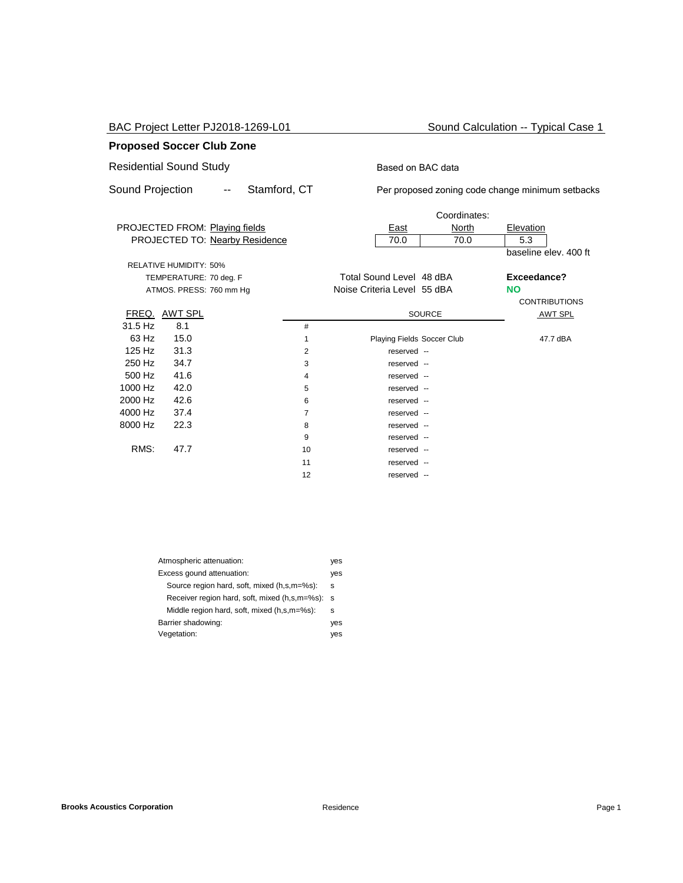BAC Project Letter PJ2018-1269-L01 — Sound Calculation -- Typical Case 1

## Proposed Soccer Club Zone

Residential Sound Study

Based on BAC data

Sound Projection -- Stamford, CT

Per proposed zoning code change minimum setbacks

PROJECTED FROM: Playing fields
PROJECTED TO: Nearby Residence

| Coordinates: | | |
|---|---|---|
| East | North | Elevation |
| 70.0 | 70.0 | 5.3 |
| | | baseline elev. 400 ft |

RELATIVE HUMIDITY: 50%
TEMPERATURE: 70 deg. F
ATMOS. PRESS: 760 mm Hg

Total Sound Level 48 dBA
Noise Criteria Level 55 dBA

**Exceedance?**
**NO**

| FREQ. | AWT SPL |
|---|---|
| 31.5 Hz | 8.1 |
| 63 Hz | 15.0 |
| 125 Hz | 31.3 |
| 250 Hz | 34.7 |
| 500 Hz | 41.6 |
| 1000 Hz | 42.0 |
| 2000 Hz | 42.6 |
| 4000 Hz | 37.4 |
| 8000 Hz | 22.3 |
| RMS: | 47.7 |

| # | SOURCE | CONTRIBUTIONS AWT SPL |
|---|---|---|
| 1 | Playing Fields Soccer Club | 47.7 dBA |
| 2 | reserved -- | |
| 3 | reserved -- | |
| 4 | reserved -- | |
| 5 | reserved -- | |
| 6 | reserved -- | |
| 7 | reserved -- | |
| 8 | reserved -- | |
| 9 | reserved -- | |
| 10 | reserved -- | |
| 11 | reserved -- | |
| 12 | reserved -- | |

| | |
|---|---|
| Atmospheric attenuation: | yes |
| Excess gound attenuation: | yes |
| Source region hard, soft, mixed (h,s,m=%s): | s |
| Receiver region hard, soft, mixed (h,s,m=%s): | s |
| Middle region hard, soft, mixed (h,s,m=%s): | s |
| Barrier shadowing: | yes |
| Vegetation: | yes |

**Brooks Acoustics Corporation** — Residence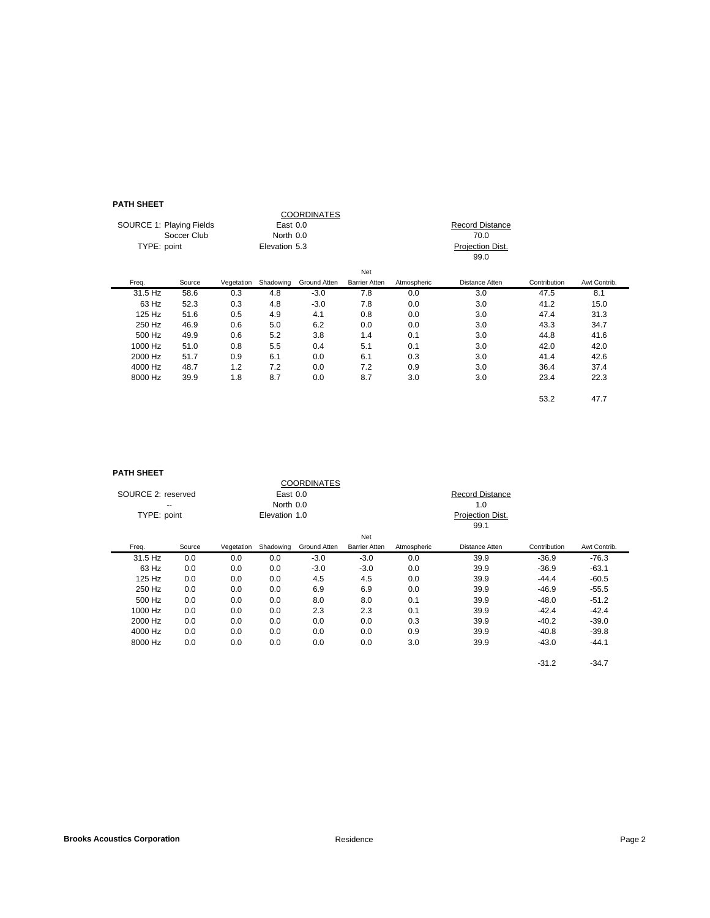**PATH SHEET**

| SOURCE 1: Playing Fields | COORDINATES | Record Distance |
|---|---|---|
| Soccer Club | East 0.0 | 70.0 |
| TYPE: point | North 0.0 | Projection Dist. |
| | Elevation 5.3 | 99.0 |

| Freq. | Source | Vegetation | Shadowing | Ground Atten | Net Barrier Atten | Atmospheric | Distance Atten | Contribution | Awt Contrib. |
|---|---|---|---|---|---|---|---|---|---|
| 31.5 Hz | 58.6 | 0.3 | 4.8 | -3.0 | 7.8 | 0.0 | 3.0 | 47.5 | 8.1 |
| 63 Hz | 52.3 | 0.3 | 4.8 | -3.0 | 7.8 | 0.0 | 3.0 | 41.2 | 15.0 |
| 125 Hz | 51.6 | 0.5 | 4.9 | 4.1 | 0.8 | 0.0 | 3.0 | 47.4 | 31.3 |
| 250 Hz | 46.9 | 0.6 | 5.0 | 6.2 | 0.0 | 0.0 | 3.0 | 43.3 | 34.7 |
| 500 Hz | 49.9 | 0.6 | 5.2 | 3.8 | 1.4 | 0.1 | 3.0 | 44.8 | 41.6 |
| 1000 Hz | 51.0 | 0.8 | 5.5 | 0.4 | 5.1 | 0.1 | 3.0 | 42.0 | 42.0 |
| 2000 Hz | 51.7 | 0.9 | 6.1 | 0.0 | 6.1 | 0.3 | 3.0 | 41.4 | 42.6 |
| 4000 Hz | 48.7 | 1.2 | 7.2 | 0.0 | 7.2 | 0.9 | 3.0 | 36.4 | 37.4 |
| 8000 Hz | 39.9 | 1.8 | 8.7 | 0.0 | 8.7 | 3.0 | 3.0 | 23.4 | 22.3 |
| | | | | | | | | 53.2 | 47.7 |

**PATH SHEET**

| SOURCE 2: reserved | COORDINATES | Record Distance |
|---|---|---|
| -- | East 0.0 | 1.0 |
| TYPE: point | North 0.0 | Projection Dist. |
| | Elevation 1.0 | 99.1 |

| Freq. | Source | Vegetation | Shadowing | Ground Atten | Net Barrier Atten | Atmospheric | Distance Atten | Contribution | Awt Contrib. |
|---|---|---|---|---|---|---|---|---|---|
| 31.5 Hz | 0.0 | 0.0 | 0.0 | -3.0 | -3.0 | 0.0 | 39.9 | -36.9 | -76.3 |
| 63 Hz | 0.0 | 0.0 | 0.0 | -3.0 | -3.0 | 0.0 | 39.9 | -36.9 | -63.1 |
| 125 Hz | 0.0 | 0.0 | 0.0 | 4.5 | 4.5 | 0.0 | 39.9 | -44.4 | -60.5 |
| 250 Hz | 0.0 | 0.0 | 0.0 | 6.9 | 6.9 | 0.0 | 39.9 | -46.9 | -55.5 |
| 500 Hz | 0.0 | 0.0 | 0.0 | 8.0 | 8.0 | 0.1 | 39.9 | -48.0 | -51.2 |
| 1000 Hz | 0.0 | 0.0 | 0.0 | 2.3 | 2.3 | 0.1 | 39.9 | -42.4 | -42.4 |
| 2000 Hz | 0.0 | 0.0 | 0.0 | 0.0 | 0.0 | 0.3 | 39.9 | -40.2 | -39.0 |
| 4000 Hz | 0.0 | 0.0 | 0.0 | 0.0 | 0.0 | 0.9 | 39.9 | -40.8 | -39.8 |
| 8000 Hz | 0.0 | 0.0 | 0.0 | 0.0 | 0.0 | 3.0 | 39.9 | -43.0 | -44.1 |
| | | | | | | | | -31.2 | -34.7 |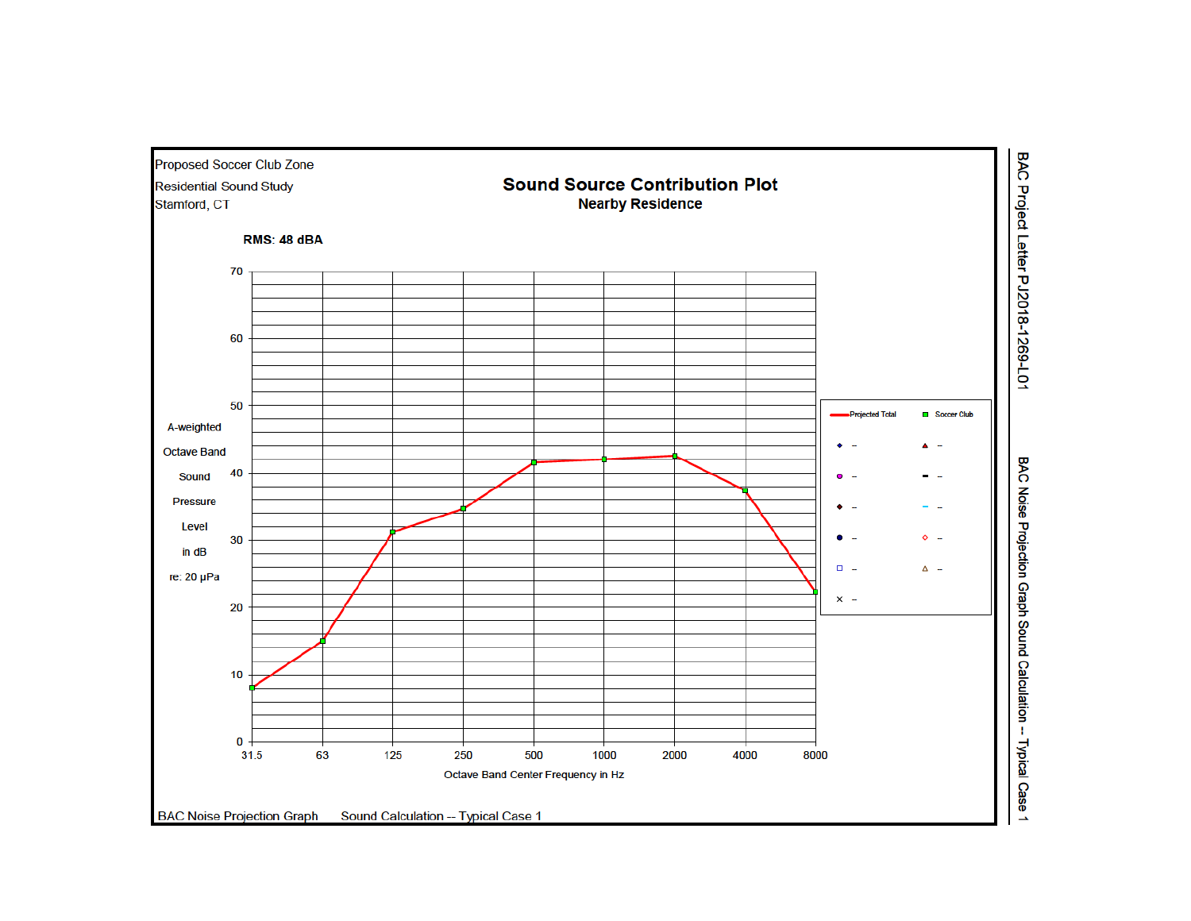Proposed Soccer Club Zone

Residential Sound Study

Stamford, CT

## Sound Source Contribution Plot

**Nearby Residence**

**RMS: 48 dBA**

A-weighted Octave Band Sound Pressure Level in dB re: 20 µPa

Octave Band Center Frequency in Hz

Legend: Projected Total; Soccer Club

BAC Noise Projection Graph    Sound Calculation -- Typical Case 1

BAC Project Letter PJ2018-1269-L01

BAC Noise Projection Graph Sound Calculation -- Typical Case 1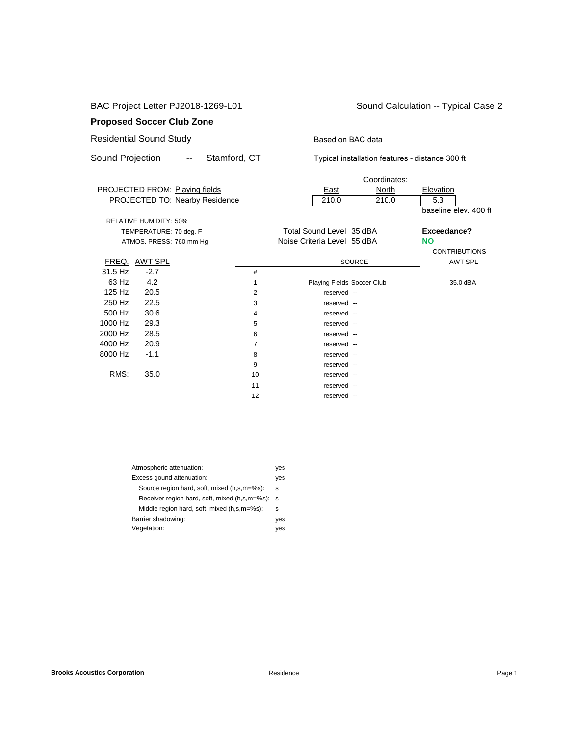BAC Project Letter PJ2018-1269-L01 — Sound Calculation -- Typical Case 2

## Proposed Soccer Club Zone

Residential Sound Study — Based on BAC data

Sound Projection -- Stamford, CT — Typical installation features - distance 300 ft

PROJECTED FROM: Playing fields
PROJECTED TO: Nearby Residence

| Coordinates: East | North | Elevation |
|---|---|---|
| 210.0 | 210.0 | 5.3 |

baseline elev. 400 ft

RELATIVE HUMIDITY: 50%
TEMPERATURE: 70 deg. F
ATMOS. PRESS: 760 mm Hg

Total Sound Level 35 dBA
Noise Criteria Level 55 dBA

**Exceedance?**
**NO**

| FREQ. | AWT SPL |
|---|---|
| 31.5 Hz | -2.7 |
| 63 Hz | 4.2 |
| 125 Hz | 20.5 |
| 250 Hz | 22.5 |
| 500 Hz | 30.6 |
| 1000 Hz | 29.3 |
| 2000 Hz | 28.5 |
| 4000 Hz | 20.9 |
| 8000 Hz | -1.1 |
| RMS: | 35.0 |

| # | SOURCE | CONTRIBUTIONS AWT SPL |
|---|---|---|
| 1 | Playing Fields Soccer Club | 35.0 dBA |
| 2 | reserved -- | |
| 3 | reserved -- | |
| 4 | reserved -- | |
| 5 | reserved -- | |
| 6 | reserved -- | |
| 7 | reserved -- | |
| 8 | reserved -- | |
| 9 | reserved -- | |
| 10 | reserved -- | |
| 11 | reserved -- | |
| 12 | reserved -- | |

| | |
|---|---|
| Atmospheric attenuation: | yes |
| Excess gound attenuation: | yes |
| Source region hard, soft, mixed (h,s,m=%s): | s |
| Receiver region hard, soft, mixed (h,s,m=%s): | s |
| Middle region hard, soft, mixed (h,s,m=%s): | s |
| Barrier shadowing: | yes |
| Vegetation: | yes |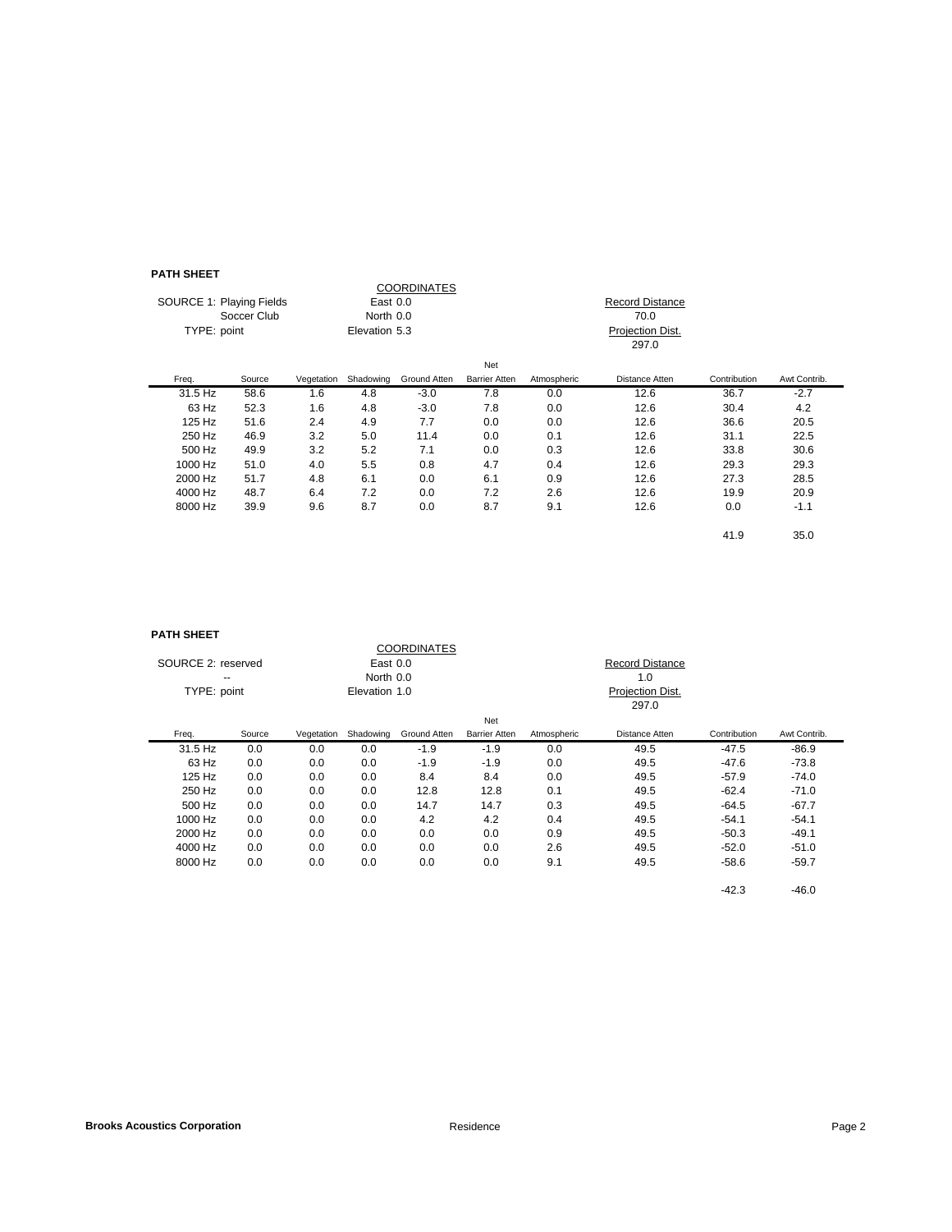**PATH SHEET**

SOURCE 1: Playing Fields
Soccer Club
TYPE: point

COORDINATES
East 0.0
North 0.0
Elevation 5.3

Record Distance
70.0
Projection Dist.
297.0

| Freq. | Source | Vegetation | Shadowing | Ground Atten | Net Barrier Atten | Atmospheric | Distance Atten | Contribution | Awt Contrib. |
|---|---|---|---|---|---|---|---|---|---|
| 31.5 Hz | 58.6 | 1.6 | 4.8 | -3.0 | 7.8 | 0.0 | 12.6 | 36.7 | -2.7 |
| 63 Hz | 52.3 | 1.6 | 4.8 | -3.0 | 7.8 | 0.0 | 12.6 | 30.4 | 4.2 |
| 125 Hz | 51.6 | 2.4 | 4.9 | 7.7 | 0.0 | 0.0 | 12.6 | 36.6 | 20.5 |
| 250 Hz | 46.9 | 3.2 | 5.0 | 11.4 | 0.0 | 0.1 | 12.6 | 31.1 | 22.5 |
| 500 Hz | 49.9 | 3.2 | 5.2 | 7.1 | 0.0 | 0.3 | 12.6 | 33.8 | 30.6 |
| 1000 Hz | 51.0 | 4.0 | 5.5 | 0.8 | 4.7 | 0.4 | 12.6 | 29.3 | 29.3 |
| 2000 Hz | 51.7 | 4.8 | 6.1 | 0.0 | 6.1 | 0.9 | 12.6 | 27.3 | 28.5 |
| 4000 Hz | 48.7 | 6.4 | 7.2 | 0.0 | 7.2 | 2.6 | 12.6 | 19.9 | 20.9 |
| 8000 Hz | 39.9 | 9.6 | 8.7 | 0.0 | 8.7 | 9.1 | 12.6 | 0.0 | -1.1 |
| | | | | | | | | 41.9 | 35.0 |

**PATH SHEET**

SOURCE 2: reserved
--
TYPE: point

COORDINATES
East 0.0
North 0.0
Elevation 1.0

Record Distance
1.0
Projection Dist.
297.0

| Freq. | Source | Vegetation | Shadowing | Ground Atten | Net Barrier Atten | Atmospheric | Distance Atten | Contribution | Awt Contrib. |
|---|---|---|---|---|---|---|---|---|---|
| 31.5 Hz | 0.0 | 0.0 | 0.0 | -1.9 | -1.9 | 0.0 | 49.5 | -47.5 | -86.9 |
| 63 Hz | 0.0 | 0.0 | 0.0 | -1.9 | -1.9 | 0.0 | 49.5 | -47.6 | -73.8 |
| 125 Hz | 0.0 | 0.0 | 0.0 | 8.4 | 8.4 | 0.0 | 49.5 | -57.9 | -74.0 |
| 250 Hz | 0.0 | 0.0 | 0.0 | 12.8 | 12.8 | 0.1 | 49.5 | -62.4 | -71.0 |
| 500 Hz | 0.0 | 0.0 | 0.0 | 14.7 | 14.7 | 0.3 | 49.5 | -64.5 | -67.7 |
| 1000 Hz | 0.0 | 0.0 | 0.0 | 4.2 | 4.2 | 0.4 | 49.5 | -54.1 | -54.1 |
| 2000 Hz | 0.0 | 0.0 | 0.0 | 0.0 | 0.0 | 0.9 | 49.5 | -50.3 | -49.1 |
| 4000 Hz | 0.0 | 0.0 | 0.0 | 0.0 | 0.0 | 2.6 | 49.5 | -52.0 | -51.0 |
| 8000 Hz | 0.0 | 0.0 | 0.0 | 0.0 | 0.0 | 9.1 | 49.5 | -58.6 | -59.7 |
| | | | | | | | | -42.3 | -46.0 |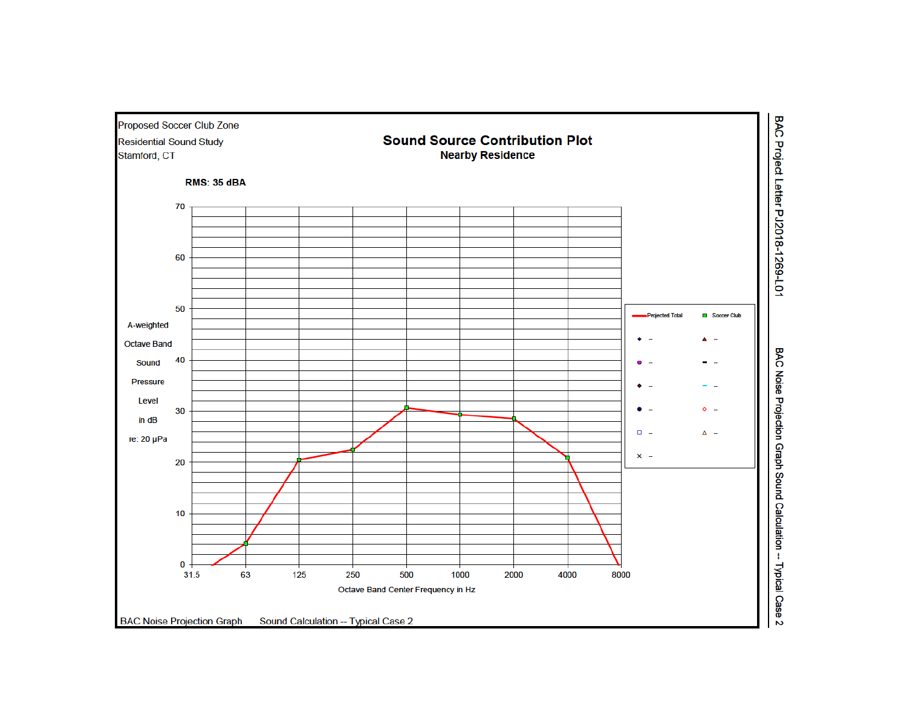Proposed Soccer Club Zone

Residential Sound Study

Stamford, CT

# Sound Source Contribution Plot

## Nearby Residence

**RMS: 35 dBA**

A-weighted Octave Band Sound Pressure Level in dB re: 20 μPa

Octave Band Center Frequency in Hz

31.5 | 63 | 125 | 250 | 500 | 1000 | 2000 | 4000 | 8000

Projected Total — Soccer Club

BAC Noise Projection Graph Sound Calculation -- Typical Case 2

BAC Project Letter PJ2018-1269-L01

BAC Noise Projection Graph Sound Calculation -- Typical Case 2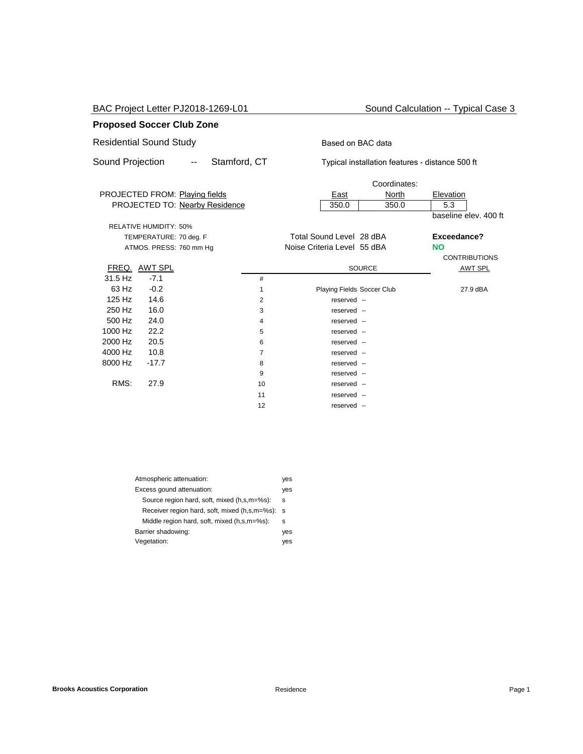BAC Project Letter PJ2018-1269-L01 — Sound Calculation -- Typical Case 3

## Proposed Soccer Club Zone

Residential Sound Study

Based on BAC data

Sound Projection -- Stamford, CT

Typical installation features - distance 500 ft

PROJECTED FROM: Playing fields
PROJECTED TO: Nearby Residence

| Coordinates: | East | North | Elevation |
|---|---|---|---|
| | 350.0 | 350.0 | 5.3 |

baseline elev. 400 ft

RELATIVE HUMIDITY: 50%
TEMPERATURE: 70 deg. F
ATMOS. PRESS: 760 mm Hg

Total Sound Level 28 dBA
Noise Criteria Level 55 dBA

**Exceedance?**
**NO**

| FREQ. | AWT SPL |
|---|---|
| 31.5 Hz | -7.1 |
| 63 Hz | -0.2 |
| 125 Hz | 14.6 |
| 250 Hz | 16.0 |
| 500 Hz | 24.0 |
| 1000 Hz | 22.2 |
| 2000 Hz | 20.5 |
| 4000 Hz | 10.8 |
| 8000 Hz | -17.7 |
| RMS: | 27.9 |

| # | SOURCE | CONTRIBUTIONS AWT SPL |
|---|---|---|
| 1 | Playing Fields Soccer Club | 27.9 dBA |
| 2 | reserved -- | |
| 3 | reserved -- | |
| 4 | reserved -- | |
| 5 | reserved -- | |
| 6 | reserved -- | |
| 7 | reserved -- | |
| 8 | reserved -- | |
| 9 | reserved -- | |
| 10 | reserved -- | |
| 11 | reserved -- | |
| 12 | reserved -- | |

| | |
|---|---|
| Atmospheric attenuation: | yes |
| Excess gound attenuation: | yes |
| Source region hard, soft, mixed (h,s,m=%s): | s |
| Receiver region hard, soft, mixed (h,s,m=%s): | s |
| Middle region hard, soft, mixed (h,s,m=%s): | s |
| Barrier shadowing: | yes |
| Vegetation: | yes |

**Brooks Acoustics Corporation** — Residence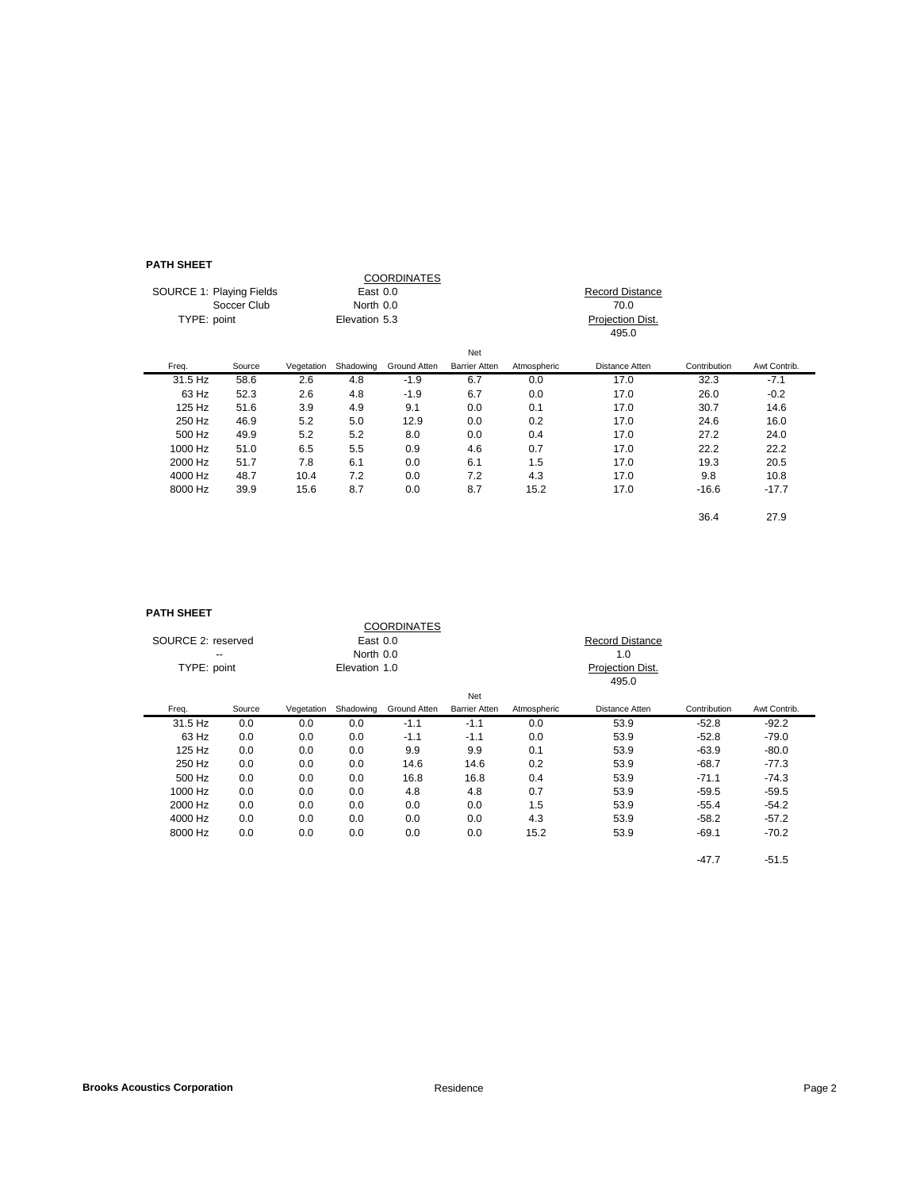**PATH SHEET**

| | | COORDINATES | |
|---|---|---|---|
| SOURCE 1: Playing Fields | | East 0.0 | Record Distance |
| | Soccer Club | North 0.0 | 70.0 |
| TYPE: point | | Elevation 5.3 | Projection Dist. |
| | | | 495.0 |

| Freq. | Source | Vegetation | Shadowing | Ground Atten | Net Barrier Atten | Atmospheric | Distance Atten | Contribution | Awt Contrib. |
|---|---|---|---|---|---|---|---|---|---|
| 31.5 Hz | 58.6 | 2.6 | 4.8 | -1.9 | 6.7 | 0.0 | 17.0 | 32.3 | -7.1 |
| 63 Hz | 52.3 | 2.6 | 4.8 | -1.9 | 6.7 | 0.0 | 17.0 | 26.0 | -0.2 |
| 125 Hz | 51.6 | 3.9 | 4.9 | 9.1 | 0.0 | 0.1 | 17.0 | 30.7 | 14.6 |
| 250 Hz | 46.9 | 5.2 | 5.0 | 12.9 | 0.0 | 0.2 | 17.0 | 24.6 | 16.0 |
| 500 Hz | 49.9 | 5.2 | 5.2 | 8.0 | 0.0 | 0.4 | 17.0 | 27.2 | 24.0 |
| 1000 Hz | 51.0 | 6.5 | 5.5 | 0.9 | 4.6 | 0.7 | 17.0 | 22.2 | 22.2 |
| 2000 Hz | 51.7 | 7.8 | 6.1 | 0.0 | 6.1 | 1.5 | 17.0 | 19.3 | 20.5 |
| 4000 Hz | 48.7 | 10.4 | 7.2 | 0.0 | 7.2 | 4.3 | 17.0 | 9.8 | 10.8 |
| 8000 Hz | 39.9 | 15.6 | 8.7 | 0.0 | 8.7 | 15.2 | 17.0 | -16.6 | -17.7 |
| | | | | | | | | 36.4 | 27.9 |

**PATH SHEET**

| | | COORDINATES | |
|---|---|---|---|
| SOURCE 2: reserved | | East 0.0 | Record Distance |
| | -- | North 0.0 | 1.0 |
| TYPE: point | | Elevation 1.0 | Projection Dist. |
| | | | 495.0 |

| Freq. | Source | Vegetation | Shadowing | Ground Atten | Net Barrier Atten | Atmospheric | Distance Atten | Contribution | Awt Contrib. |
|---|---|---|---|---|---|---|---|---|---|
| 31.5 Hz | 0.0 | 0.0 | 0.0 | -1.1 | -1.1 | 0.0 | 53.9 | -52.8 | -92.2 |
| 63 Hz | 0.0 | 0.0 | 0.0 | -1.1 | -1.1 | 0.0 | 53.9 | -52.8 | -79.0 |
| 125 Hz | 0.0 | 0.0 | 0.0 | 9.9 | 9.9 | 0.1 | 53.9 | -63.9 | -80.0 |
| 250 Hz | 0.0 | 0.0 | 0.0 | 14.6 | 14.6 | 0.2 | 53.9 | -68.7 | -77.3 |
| 500 Hz | 0.0 | 0.0 | 0.0 | 16.8 | 16.8 | 0.4 | 53.9 | -71.1 | -74.3 |
| 1000 Hz | 0.0 | 0.0 | 0.0 | 4.8 | 4.8 | 0.7 | 53.9 | -59.5 | -59.5 |
| 2000 Hz | 0.0 | 0.0 | 0.0 | 0.0 | 0.0 | 1.5 | 53.9 | -55.4 | -54.2 |
| 4000 Hz | 0.0 | 0.0 | 0.0 | 0.0 | 0.0 | 4.3 | 53.9 | -58.2 | -57.2 |
| 8000 Hz | 0.0 | 0.0 | 0.0 | 0.0 | 0.0 | 15.2 | 53.9 | -69.1 | -70.2 |
| | | | | | | | | -47.7 | -51.5 |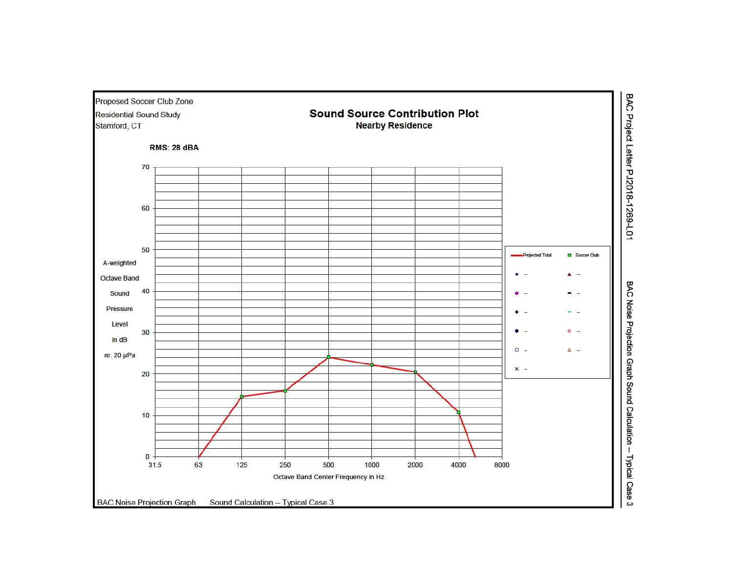Proposed Soccer Club Zone

Residential Sound Study

Stamford, CT

## Sound Source Contribution Plot

**Nearby Residence**

**RMS: 28 dBA**

70
60
50
40
30
20
10
0

A-weighted Octave Band Sound Pressure Level in dB re: 20 μPa

31.5 63 125 250 500 1000 2000 4000 8000

Octave Band Center Frequency in Hz

Projected Total
Soccer Club

BAC Noise Projection Graph      Sound Calculation -- Typical Case 3

BAC Project Letter PJ2018-1269-L01

BAC Noise Projection Graph Sound Calculation -- Typical Case 3